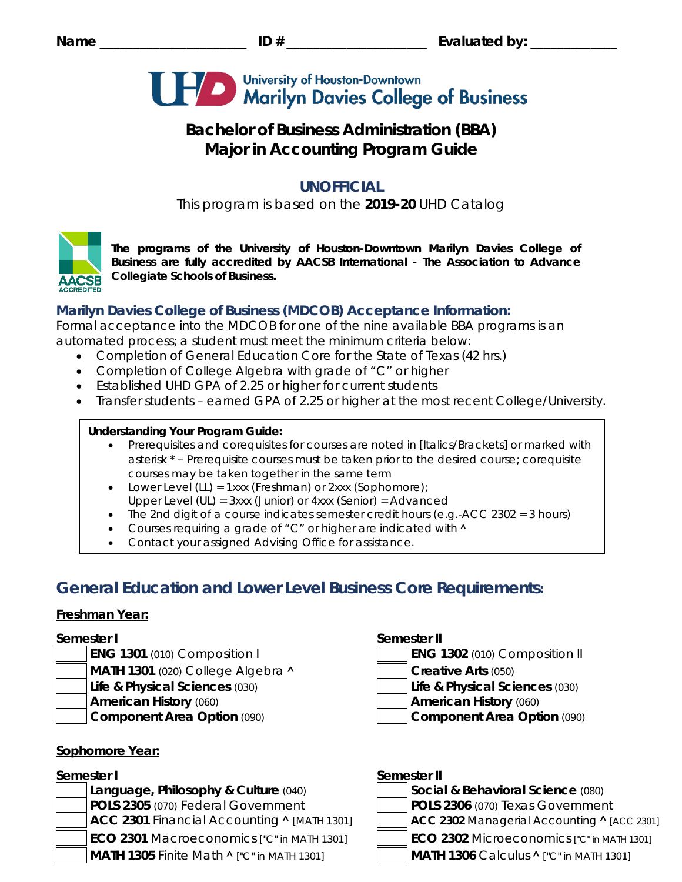Name ____________________ ID # ____________________ Evaluated by: ____________

University of Houston-Downtown
Marilyn Davies College of Business

# Bachelor of Business Administration (BBA) Major in Accounting Program Guide

## UNOFFICIAL

This program is based on the **2019-20** UHD Catalog

**The programs of the University of Houston-Downtown Marilyn Davies College of Business are fully accredited by AACSB International - The Association to Advance Collegiate Schools of Business.**

### Marilyn Davies College of Business (MDCOB) Acceptance Information:

Formal acceptance into the MDCOB for one of the nine available BBA programs is an automated process; a student must meet the minimum criteria below:

- Completion of General Education Core for the State of Texas (42 hrs.)
- Completion of College Algebra with grade of "C" or higher
- Established UHD GPA of 2.25 or higher for current students
- Transfer students – earned GPA of 2.25 or higher at the most recent College/University.

**Understanding Your Program Guide:**

- Prerequisites and corequisites for courses are noted in [Italics/Brackets] or marked with asterisk * – Prerequisite courses must be taken prior to the desired course; corequisite courses may be taken together in the same term
- Lower Level (LL) = 1xxx (Freshman) or 2xxx (Sophomore); Upper Level (UL) = 3xxx (Junior) or 4xxx (Senior) = Advanced
- The 2nd digit of a course indicates semester credit hours (e.g.-ACC 2302 = 3 hours)
- Courses requiring a grade of "C" or higher are indicated with ^
- Contact your assigned Advising Office for assistance.

## General Education and Lower Level Business Core Requirements:

**Freshman Year:**

**Semester I**

- **ENG 1301** (010) Composition I
- **MATH 1301** (020) College Algebra ^
- **Life & Physical Sciences** (030)
- **American History** (060)
- **Component Area Option** (090)

**Semester II**

- **ENG 1302** (010) Composition II
- **Creative Arts** (050)
- **Life & Physical Sciences** (030)
- **American History** (060)
- **Component Area Option** (090)

**Sophomore Year:**

**Semester I**

- **Language, Philosophy & Culture** (040)
- **POLS 2305** (070) Federal Government
- **ACC 2301** Financial Accounting ^ [MATH 1301]
- **ECO 2301** Macroeconomics ["C" in MATH 1301]
- **MATH 1305** Finite Math ^ ["C" in MATH 1301]

**Semester II**

- **Social & Behavioral Science** (080)
- **POLS 2306** (070) Texas Government
- **ACC 2302** Managerial Accounting ^ [ACC 2301]
- **ECO 2302** Microeconomics ["C" in MATH 1301]
- **MATH 1306** Calculus ^ ["C" in MATH 1301]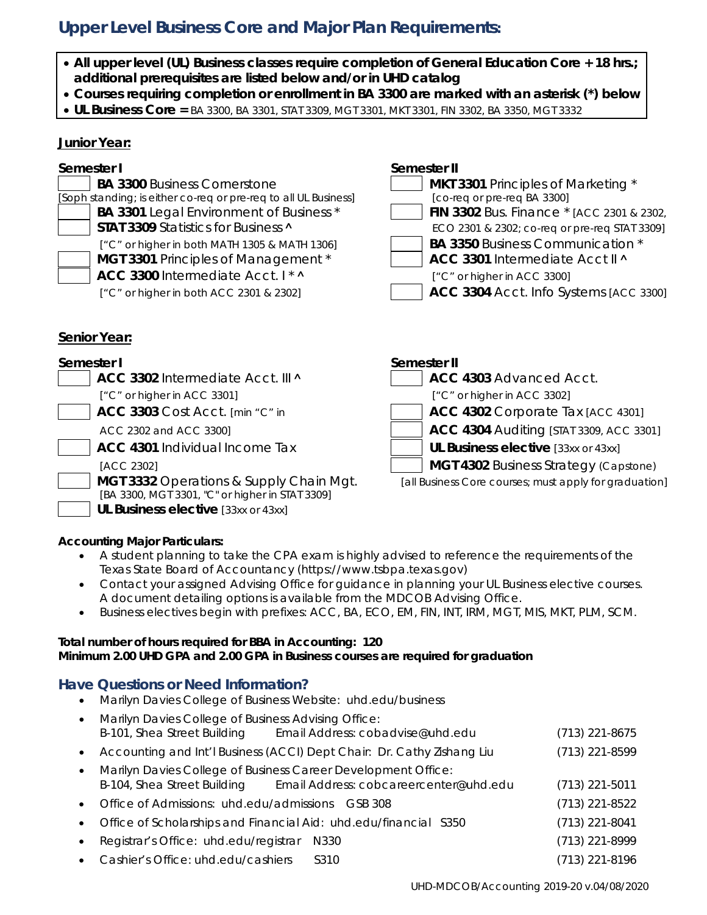## Upper Level Business Core and Major Plan Requirements:

- **All upper level (UL) Business classes require completion of General Education Core + 18 hrs.; additional prerequisites are listed below and/or in UHD catalog**
- **Courses requiring completion or enrollment in BA 3300 are marked with an asterisk (*) below**
- **UL Business Core =** BA 3300, BA 3301, STAT 3309, MGT 3301, MKT 3301, FIN 3302, BA 3350, MGT 3332

### Junior Year:

**Semester I**

- **BA 3300** Business Cornerstone
  [Soph standing; is either co-req or pre-req to all UL Business]
- **BA 3301** Legal Environment of Business *
- **STAT 3309** Statistics for Business ^
  ["C" or higher in both MATH 1305 & MATH 1306]
- **MGT 3301** Principles of Management *
- **ACC 3300** Intermediate Acct. I * ^
  ["C" or higher in both ACC 2301 & 2302]

**Semester II**

- **MKT 3301** Principles of Marketing *
  [co-req or pre-req BA 3300]
- **FIN 3302** Bus. Finance * [ACC 2301 & 2302, ECO 2301 & 2302; co-req or pre-req STAT 3309]
- **BA 3350** Business Communication *
- **ACC 3301** Intermediate Acct II ^
  ["C" or higher in ACC 3300]
- **ACC 3304** Acct. Info Systems [ACC 3300]

### Senior Year:

**Semester I**

- **ACC 3302** Intermediate Acct. III ^
  ["C" or higher in ACC 3301]
- **ACC 3303** Cost Acct. [min "C" in ACC 2302 and ACC 3300]
- **ACC 4301** Individual Income Tax
  [ACC 2302]
- **MGT 3332** Operations & Supply Chain Mgt.
  [BA 3300, MGT 3301, "C" or higher in STAT 3309]
- **UL Business elective** [33xx or 43xx]

**Semester II**

- **ACC 4303** Advanced Acct.
  ["C" or higher in ACC 3302]
- **ACC 4302** Corporate Tax [ACC 4301]
- **ACC 4304** Auditing [STAT 3309, ACC 3301]
- **UL Business elective** [33xx or 43xx]
- **MGT 4302** Business Strategy (Capstone)
  [all Business Core courses; must apply for graduation]

**Accounting Major Particulars:**

- A student planning to take the CPA exam is highly advised to reference the requirements of the Texas State Board of Accountancy (https://www.tsbpa.texas.gov)
- Contact your assigned Advising Office for guidance in planning your UL Business elective courses. A document detailing options is available from the MDCOB Advising Office.
- Business electives begin with prefixes: ACC, BA, ECO, EM, FIN, INT, IRM, MGT, MIS, MKT, PLM, SCM.

**Total number of hours required for BBA in Accounting: 120**
**Minimum 2.00 UHD GPA and 2.00 GPA in Business courses are required for graduation**

## Have Questions or Need Information?

- Marilyn Davies College of Business Website: uhd.edu/business
- Marilyn Davies College of Business Advising Office:
  B-101, Shea Street Building Email Address: cobadvise@uhd.edu (713) 221-8675
- Accounting and Int'l Business (ACCI) Dept Chair: Dr. Cathy Zishang Liu (713) 221-8599
- Marilyn Davies College of Business Career Development Office:
  B-104, Shea Street Building Email Address: cobcareercenter@uhd.edu (713) 221-5011
- Office of Admissions: uhd.edu/admissions GSB 308 (713) 221-8522
- Office of Scholarships and Financial Aid: uhd.edu/financial S350 (713) 221-8041
- Registrar's Office: uhd.edu/registrar N330 (713) 221-8999
- Cashier's Office: uhd.edu/cashiers S310 (713) 221-8196

UHD-MDCOB/Accounting 2019-20 v.04/08/2020